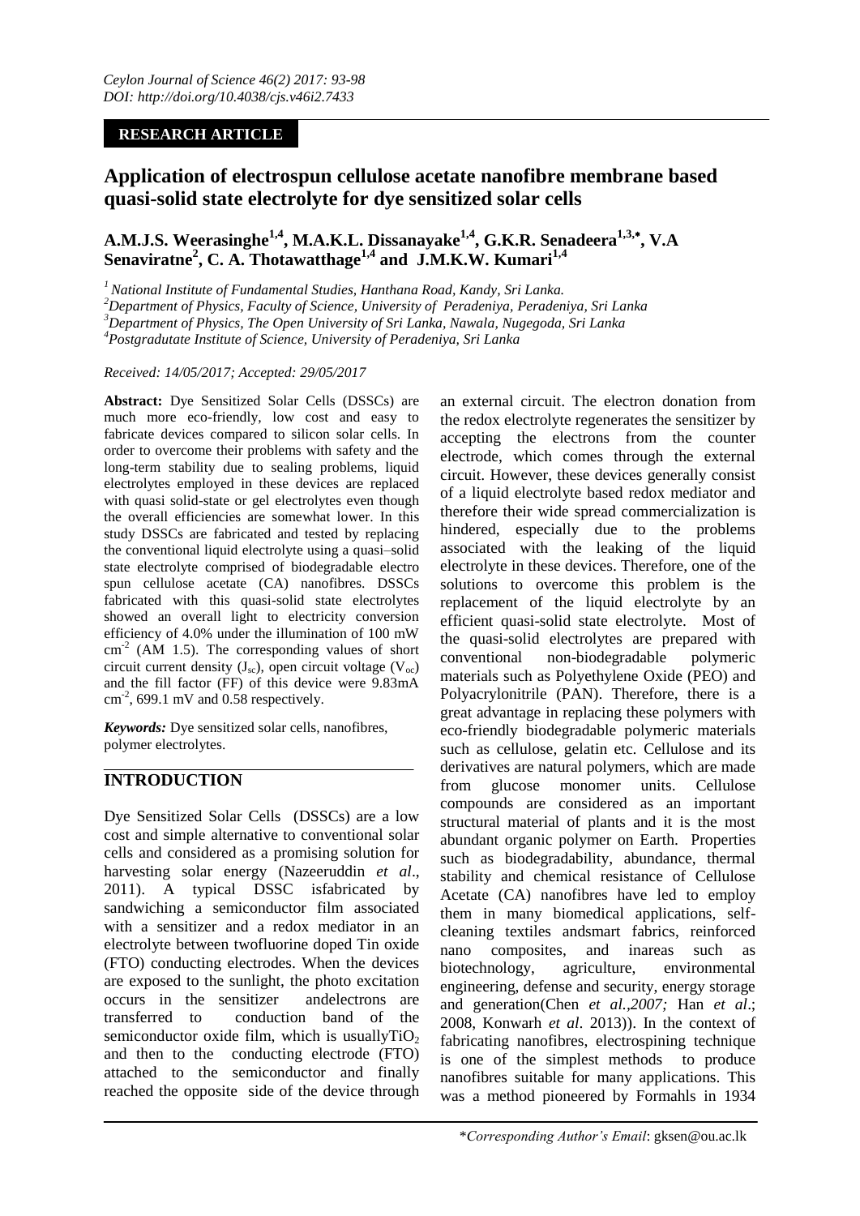Ceylon Journal of Science 46(2) 2017: 93-98
DOI: http://doi.org/10.4038/cjs.v46i2.7433

**RESEARCH ARTICLE**

# Application of electrospun cellulose acetate nanofibre membrane based quasi-solid state electrolyte for dye sensitized solar cells

**A.M.J.S. Weerasinghe[1,4], M.A.K.L. Dissanayake[1,4], G.K.R. Senadeera[1,3,*], V.A Senaviratne[2], C. A. Thotawatthage[1,4] and J.M.K.W. Kumari[1,4]**

*[1] National Institute of Fundamental Studies, Hanthana Road, Kandy, Sri Lanka.*
*[2]Department of Physics, Faculty of Science, University of Peradeniya, Peradeniya, Sri Lanka*
*[3]Department of Physics, The Open University of Sri Lanka, Nawala, Nugegoda, Sri Lanka*
*[4]Postgradutate Institute of Science, University of Peradeniya, Sri Lanka*

*Received: 14/05/2017; Accepted: 29/05/2017*

**Abstract:** Dye Sensitized Solar Cells (DSSCs) are much more eco-friendly, low cost and easy to fabricate devices compared to silicon solar cells. In order to overcome their problems with safety and the long-term stability due to sealing problems, liquid electrolytes employed in these devices are replaced with quasi solid-state or gel electrolytes even though the overall efficiencies are somewhat lower. In this study DSSCs are fabricated and tested by replacing the conventional liquid electrolyte using a quasi–solid state electrolyte comprised of biodegradable electro spun cellulose acetate (CA) nanofibres. DSSCs fabricated with this quasi-solid state electrolytes showed an overall light to electricity conversion efficiency of 4.0% under the illumination of 100 mW $cm^{-2}$ (AM 1.5). The corresponding values of short circuit current density ($J_{sc}$), open circuit voltage ($V_{oc}$) and the fill factor (FF) of this device were 9.83mA $cm^{-2}$, 699.1 mV and 0.58 respectively.

***Keywords:*** Dye sensitized solar cells, nanofibres, polymer electrolytes.

## INTRODUCTION

Dye Sensitized Solar Cells (DSSCs) are a low cost and simple alternative to conventional solar cells and considered as a promising solution for harvesting solar energy (Nazeeruddin *et al*., 2011). A typical DSSC isfabricated by sandwiching a semiconductor film associated with a sensitizer and a redox mediator in an electrolyte between twofluorine doped Tin oxide (FTO) conducting electrodes. When the devices are exposed to the sunlight, the photo excitation occurs in the sensitizer andelectrons are transferred to conduction band of the semiconductor oxide film, which is usually$TiO_2$ and then to the conducting electrode (FTO) attached to the semiconductor and finally reached the opposite side of the device through an external circuit. The electron donation from the redox electrolyte regenerates the sensitizer by accepting the electrons from the counter electrode, which comes through the external circuit. However, these devices generally consist of a liquid electrolyte based redox mediator and therefore their wide spread commercialization is hindered, especially due to the problems associated with the leaking of the liquid electrolyte in these devices. Therefore, one of the solutions to overcome this problem is the replacement of the liquid electrolyte by an efficient quasi-solid state electrolyte. Most of the quasi-solid electrolytes are prepared with conventional non-biodegradable polymeric materials such as Polyethylene Oxide (PEO) and Polyacrylonitrile (PAN). Therefore, there is a great advantage in replacing these polymers with eco-friendly biodegradable polymeric materials such as cellulose, gelatin etc. Cellulose and its derivatives are natural polymers, which are made from glucose monomer units. Cellulose compounds are considered as an important structural material of plants and it is the most abundant organic polymer on Earth. Properties such as biodegradability, abundance, thermal stability and chemical resistance of Cellulose Acetate (CA) nanofibres have led to employ them in many biomedical applications, self-cleaning textiles andsmart fabrics, reinforced nano composites, and inareas such as biotechnology, agriculture, environmental engineering, defense and security, energy storage and generation(Chen *et al.,2007;* Han *et al*.; 2008, Konwarh *et al*. 2013)). In the context of fabricating nanofibres, electrospining technique is one of the simplest methods to produce nanofibres suitable for many applications. This was a method pioneered by Formahls in 1934

\**Corresponding Author's Email*: gksen@ou.ac.lk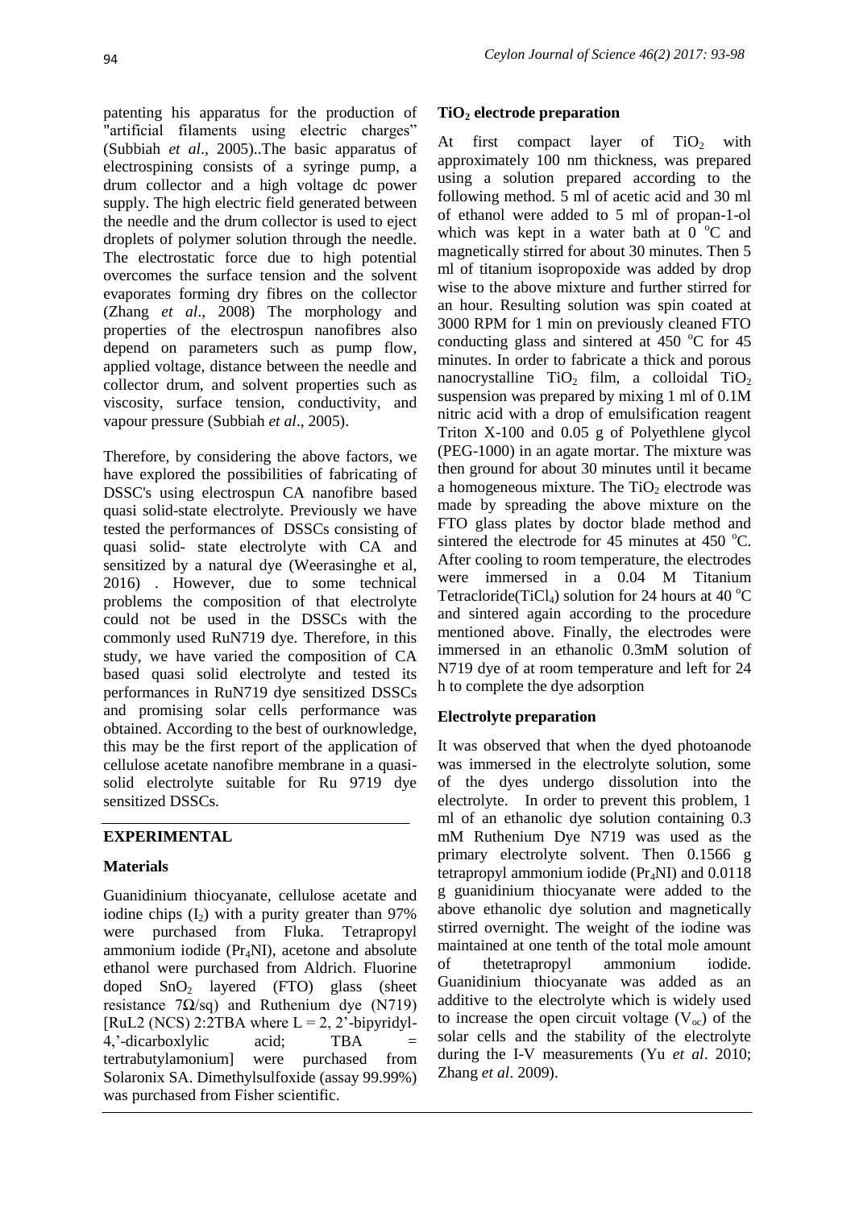patenting his apparatus for the production of "artificial filaments using electric charges" (Subbiah *et al*., 2005)..The basic apparatus of electrospining consists of a syringe pump, a drum collector and a high voltage dc power supply. The high electric field generated between the needle and the drum collector is used to eject droplets of polymer solution through the needle. The electrostatic force due to high potential overcomes the surface tension and the solvent evaporates forming dry fibres on the collector (Zhang *et al*., 2008) The morphology and properties of the electrospun nanofibres also depend on parameters such as pump flow, applied voltage, distance between the needle and collector drum, and solvent properties such as viscosity, surface tension, conductivity, and vapour pressure (Subbiah *et al*., 2005).

Therefore, by considering the above factors, we have explored the possibilities of fabricating of DSSC's using electrospun CA nanofibre based quasi solid-state electrolyte. Previously we have tested the performances of DSSCs consisting of quasi solid- state electrolyte with CA and sensitized by a natural dye (Weerasinghe et al, 2016) . However, due to some technical problems the composition of that electrolyte could not be used in the DSSCs with the commonly used RuN719 dye. Therefore, in this study, we have varied the composition of CA based quasi solid electrolyte and tested its performances in RuN719 dye sensitized DSSCs and promising solar cells performance was obtained. According to the best of ourknowledge, this may be the first report of the application of cellulose acetate nanofibre membrane in a quasi-solid electrolyte suitable for Ru 9719 dye sensitized DSSCs.

## EXPERIMENTAL

### Materials

Guanidinium thiocyanate, cellulose acetate and iodine chips ($I_2$) with a purity greater than 97% were purchased from Fluka. Tetrapropyl ammonium iodide ($Pr_4NI$), acetone and absolute ethanol were purchased from Aldrich. Fluorine doped $SnO_2$ layered (FTO) glass (sheet resistance 7Ω/sq) and Ruthenium dye (N719) [RuL2 (NCS) 2:2TBA where L = 2, 2'-bipyridyl-4,'-dicarboxlylic acid; TBA = tertrabutylamonium] were purchased from Solaronix SA. Dimethylsulfoxide (assay 99.99%) was purchased from Fisher scientific.

### $TiO_2$ electrode preparation

At first compact layer of $TiO_2$ with approximately 100 nm thickness, was prepared using a solution prepared according to the following method. 5 ml of acetic acid and 30 ml of ethanol were added to 5 ml of propan-1-ol which was kept in a water bath at 0 °C and magnetically stirred for about 30 minutes. Then 5 ml of titanium isopropoxide was added by drop wise to the above mixture and further stirred for an hour. Resulting solution was spin coated at 3000 RPM for 1 min on previously cleaned FTO conducting glass and sintered at 450 °C for 45 minutes. In order to fabricate a thick and porous nanocrystalline $TiO_2$ film, a colloidal $TiO_2$ suspension was prepared by mixing 1 ml of 0.1M nitric acid with a drop of emulsification reagent Triton X-100 and 0.05 g of Polyethlene glycol (PEG-1000) in an agate mortar. The mixture was then ground for about 30 minutes until it became a homogeneous mixture. The $TiO_2$ electrode was made by spreading the above mixture on the FTO glass plates by doctor blade method and sintered the electrode for 45 minutes at 450 °C. After cooling to room temperature, the electrodes were immersed in a 0.04 M Titanium Tetracloride($TiCl_4$) solution for 24 hours at 40 °C and sintered again according to the procedure mentioned above. Finally, the electrodes were immersed in an ethanolic 0.3mM solution of N719 dye of at room temperature and left for 24 h to complete the dye adsorption

### Electrolyte preparation

It was observed that when the dyed photoanode was immersed in the electrolyte solution, some of the dyes undergo dissolution into the electrolyte. In order to prevent this problem, 1 ml of an ethanolic dye solution containing 0.3 mM Ruthenium Dye N719 was used as the primary electrolyte solvent. Then 0.1566 g tetrapropyl ammonium iodide ($Pr_4NI$) and 0.0118 g guanidinium thiocyanate were added to the above ethanolic dye solution and magnetically stirred overnight. The weight of the iodine was maintained at one tenth of the total mole amount of thetetrapropyl ammonium iodide. Guanidinium thiocyanate was added as an additive to the electrolyte which is widely used to increase the open circuit voltage ($V_{oc}$) of the solar cells and the stability of the electrolyte during the I-V measurements (Yu *et al*. 2010; Zhang *et al*. 2009).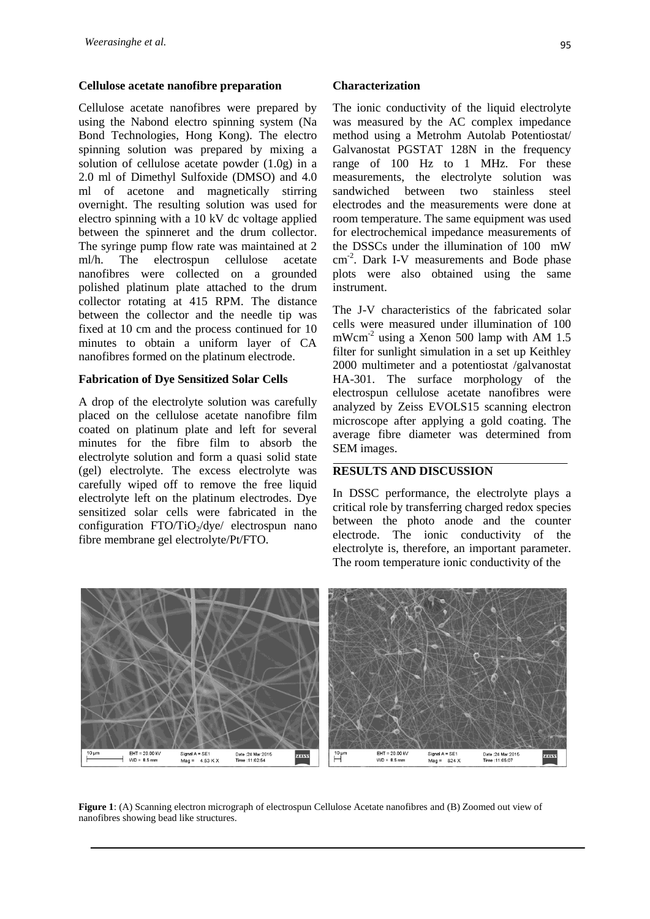### Cellulose acetate nanofibre preparation

Cellulose acetate nanofibres were prepared by using the Nabond electro spinning system (Na Bond Technologies, Hong Kong). The electro spinning solution was prepared by mixing a solution of cellulose acetate powder (1.0g) in a 2.0 ml of Dimethyl Sulfoxide (DMSO) and 4.0 ml of acetone and magnetically stirring overnight. The resulting solution was used for electro spinning with a 10 kV dc voltage applied between the spinneret and the drum collector. The syringe pump flow rate was maintained at 2 ml/h. The electrospun cellulose acetate nanofibres were collected on a grounded polished platinum plate attached to the drum collector rotating at 415 RPM. The distance between the collector and the needle tip was fixed at 10 cm and the process continued for 10 minutes to obtain a uniform layer of CA nanofibres formed on the platinum electrode.

### Fabrication of Dye Sensitized Solar Cells

A drop of the electrolyte solution was carefully placed on the cellulose acetate nanofibre film coated on platinum plate and left for several minutes for the fibre film to absorb the electrolyte solution and form a quasi solid state (gel) electrolyte. The excess electrolyte was carefully wiped off to remove the free liquid electrolyte left on the platinum electrodes. Dye sensitized solar cells were fabricated in the configuration FTO/$TiO_2$/dye/ electrospun nano fibre membrane gel electrolyte/Pt/FTO.

### Characterization

The ionic conductivity of the liquid electrolyte was measured by the AC complex impedance method using a Metrohm Autolab Potentiostat/ Galvanostat PGSTAT 128N in the frequency range of 100 Hz to 1 MHz. For these measurements, the electrolyte solution was sandwiched between two stainless steel electrodes and the measurements were done at room temperature. The same equipment was used for electrochemical impedance measurements of the DSSCs under the illumination of 100 mW $cm^{-2}$. Dark I-V measurements and Bode phase plots were also obtained using the same instrument.

The J-V characteristics of the fabricated solar cells were measured under illumination of 100 $mWcm^{-2}$ using a Xenon 500 lamp with AM 1.5 filter for sunlight simulation in a set up Keithley 2000 multimeter and a potentiostat /galvanostat HA-301. The surface morphology of the electrospun cellulose acetate nanofibres were analyzed by Zeiss EVOLS15 scanning electron microscope after applying a gold coating. The average fibre diameter was determined from SEM images.

## RESULTS AND DISCUSSION

In DSSC performance, the electrolyte plays a critical role by transferring charged redox species between the photo anode and the counter electrode. The ionic conductivity of the electrolyte is, therefore, an important parameter. The room temperature ionic conductivity of the

**Figure 1**: (A) Scanning electron micrograph of electrospun Cellulose Acetate nanofibres and (B) Zoomed out view of nanofibres showing bead like structures.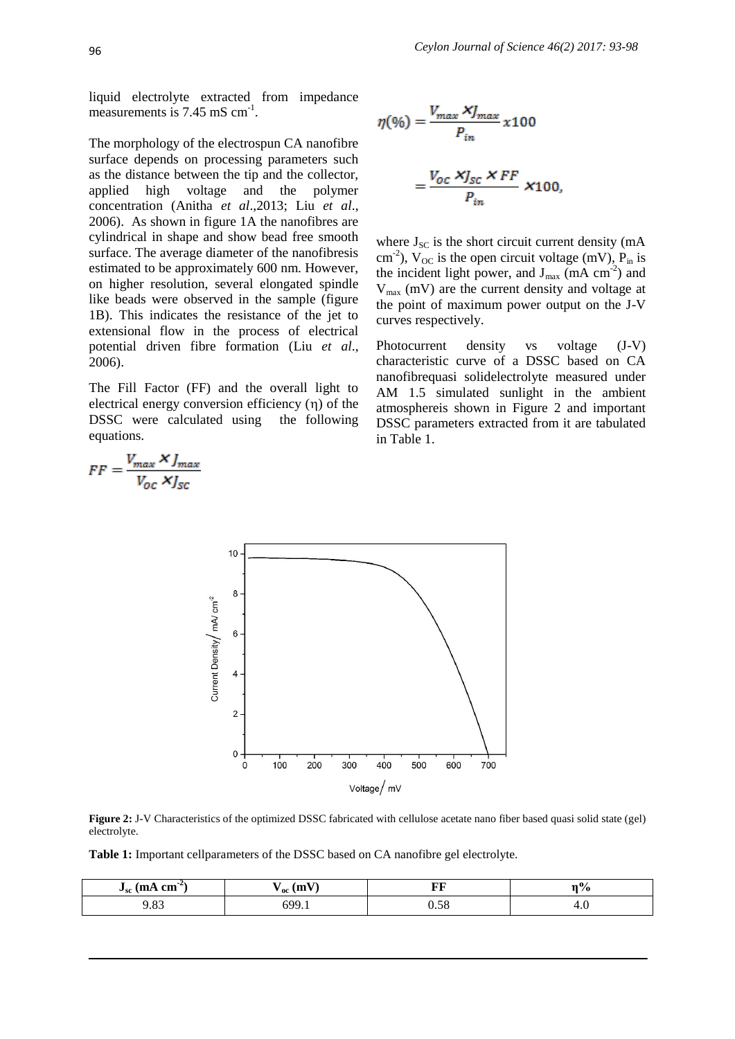liquid electrolyte extracted from impedance measurements is 7.45 mS $cm^{-1}$.

The morphology of the electrospun CA nanofibre surface depends on processing parameters such as the distance between the tip and the collector, applied high voltage and the polymer concentration (Anitha *et al*.,2013; Liu *et al*., 2006). As shown in figure 1A the nanofibres are cylindrical in shape and show bead free smooth surface. The average diameter of the nanofibresis estimated to be approximately 600 nm. However, on higher resolution, several elongated spindle like beads were observed in the sample (figure 1B). This indicates the resistance of the jet to extensional flow in the process of electrical potential driven fibre formation (Liu *et al*., 2006).

The Fill Factor (FF) and the overall light to electrical energy conversion efficiency (η) of the DSSC were calculated using the following equations.

$$FF = \frac{V_{max} \times J_{max}}{V_{OC} \times J_{SC}}$$

$$\eta(\%) = \frac{V_{max} \times J_{max}}{P_{in}} x100$$

$$= \frac{V_{OC} \times J_{SC} \times FF}{P_{in}} \times 100,$$

where $J_{SC}$ is the short circuit current density (mA $cm^{-2}$), $V_{OC}$ is the open circuit voltage (mV), $P_{in}$ is the incident light power, and $J_{max}$ (mA $cm^{-2}$) and $V_{max}$ (mV) are the current density and voltage at the point of maximum power output on the J-V curves respectively.

Photocurrent density vs voltage (J-V) characteristic curve of a DSSC based on CA nanofibrequasi solidelectrolyte measured under AM 1.5 simulated sunlight in the ambient atmosphereis shown in Figure 2 and important DSSC parameters extracted from it are tabulated in Table 1.

**Figure 2:** J-V Characteristics of the optimized DSSC fabricated with cellulose acetate nano fiber based quasi solid state (gel) electrolyte.

**Table 1:** Important cellparameters of the DSSC based on CA nanofibre gel electrolyte.

| $J_{sc}$ (mA $cm^{-2}$) | $V_{oc}$ (mV) | FF | η% |
|---|---|---|---|
| 9.83 | 699.1 | 0.58 | 4.0 |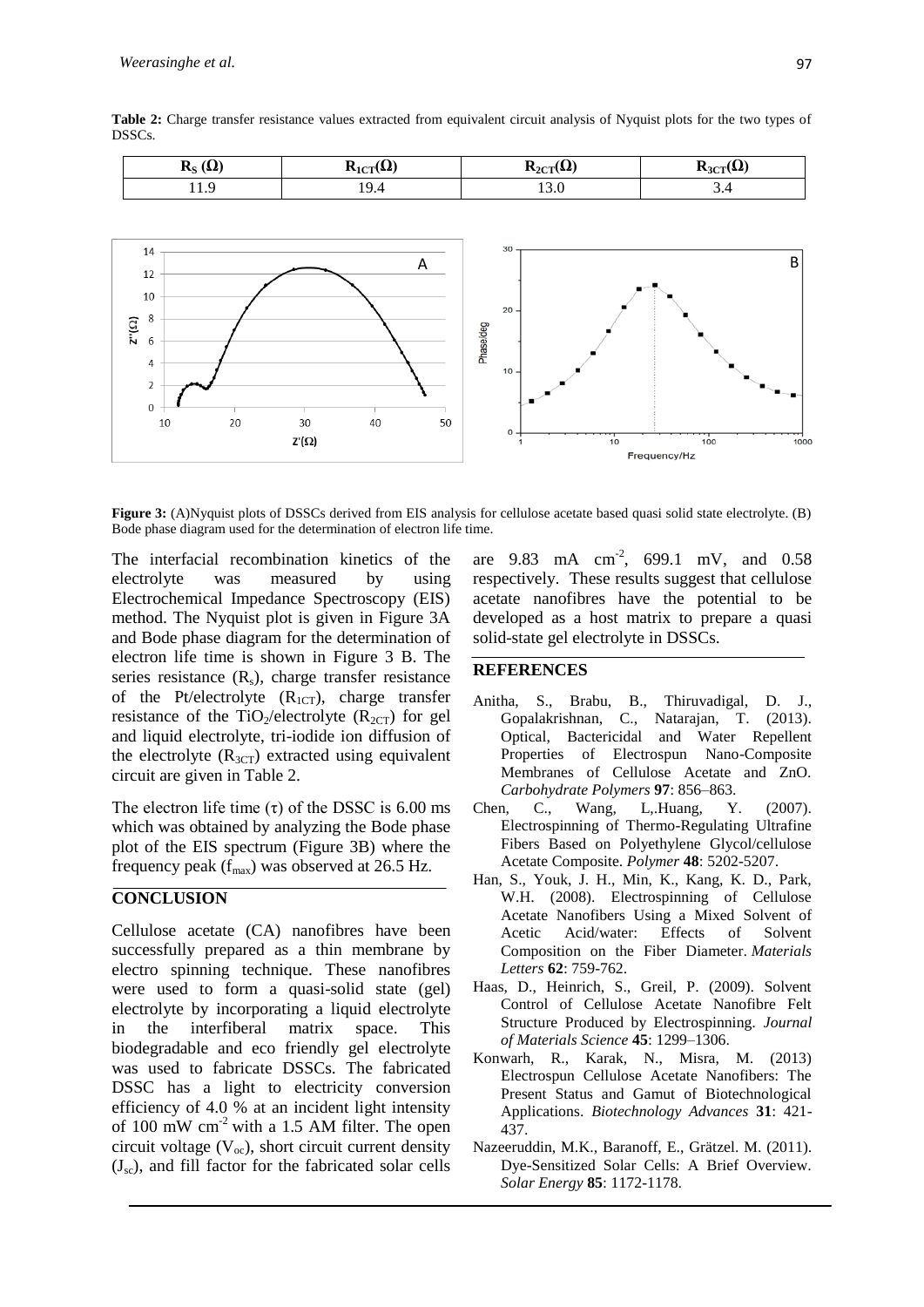**Table 2:** Charge transfer resistance values extracted from equivalent circuit analysis of Nyquist plots for the two types of DSSCs.

| $R_S$ (Ω) | $R_{1CT}$(Ω) | $R_{2CT}$(Ω) | $R_{3CT}$(Ω) |
|---|---|---|---|
| 11.9 | 19.4 | 13.0 | 3.4 |

**Figure 3:** (A)Nyquist plots of DSSCs derived from EIS analysis for cellulose acetate based quasi solid state electrolyte. (B) Bode phase diagram used for the determination of electron life time.

The interfacial recombination kinetics of the electrolyte was measured by using Electrochemical Impedance Spectroscopy (EIS) method. The Nyquist plot is given in Figure 3A and Bode phase diagram for the determination of electron life time is shown in Figure 3 B. The series resistance ($R_s$), charge transfer resistance of the Pt/electrolyte ($R_{1CT}$), charge transfer resistance of the $TiO_2$/electrolyte ($R_{2CT}$) for gel and liquid electrolyte, tri-iodide ion diffusion of the electrolyte ($R_{3CT}$) extracted using equivalent circuit are given in Table 2.

The electron life time (τ) of the DSSC is 6.00 ms which was obtained by analyzing the Bode phase plot of the EIS spectrum (Figure 3B) where the frequency peak ($f_{max}$) was observed at 26.5 Hz.

## CONCLUSION

Cellulose acetate (CA) nanofibres have been successfully prepared as a thin membrane by electro spinning technique. These nanofibres were used to form a quasi-solid state (gel) electrolyte by incorporating a liquid electrolyte in the interfiberal matrix space. This biodegradable and eco friendly gel electrolyte was used to fabricate DSSCs. The fabricated DSSC has a light to electricity conversion efficiency of 4.0 % at an incident light intensity of 100 mW $cm^{-2}$ with a 1.5 AM filter. The open circuit voltage ($V_{oc}$), short circuit current density ($J_{sc}$), and fill factor for the fabricated solar cells are 9.83 mA $cm^{-2}$, 699.1 mV, and 0.58 respectively. These results suggest that cellulose acetate nanofibres have the potential to be developed as a host matrix to prepare a quasi solid-state gel electrolyte in DSSCs.

## REFERENCES

Anitha, S., Brabu, B., Thiruvadigal, D. J., Gopalakrishnan, C., Natarajan, T. (2013). Optical, Bactericidal and Water Repellent Properties of Electrospun Nano-Composite Membranes of Cellulose Acetate and ZnO. *Carbohydrate Polymers* **97**: 856–863.

Chen, C., Wang, L,.Huang, Y. (2007). Electrospinning of Thermo-Regulating Ultrafine Fibers Based on Polyethylene Glycol/cellulose Acetate Composite. *Polymer* **48**: 5202-5207.

Han, S., Youk, J. H., Min, K., Kang, K. D., Park, W.H. (2008). Electrospinning of Cellulose Acetate Nanofibers Using a Mixed Solvent of Acetic Acid/water: Effects of Solvent Composition on the Fiber Diameter. *Materials Letters* **62**: 759-762.

Haas, D., Heinrich, S., Greil, P. (2009). Solvent Control of Cellulose Acetate Nanofibre Felt Structure Produced by Electrospinning. *Journal of Materials Science* **45**: 1299–1306.

Konwarh, R., Karak, N., Misra, M. (2013) Electrospun Cellulose Acetate Nanofibers: The Present Status and Gamut of Biotechnological Applications. *Biotechnology Advances* **31**: 421-437.

Nazeeruddin, M.K., Baranoff, E., Grätzel. M. (2011). Dye-Sensitized Solar Cells: A Brief Overview. *Solar Energy* **85**: 1172-1178.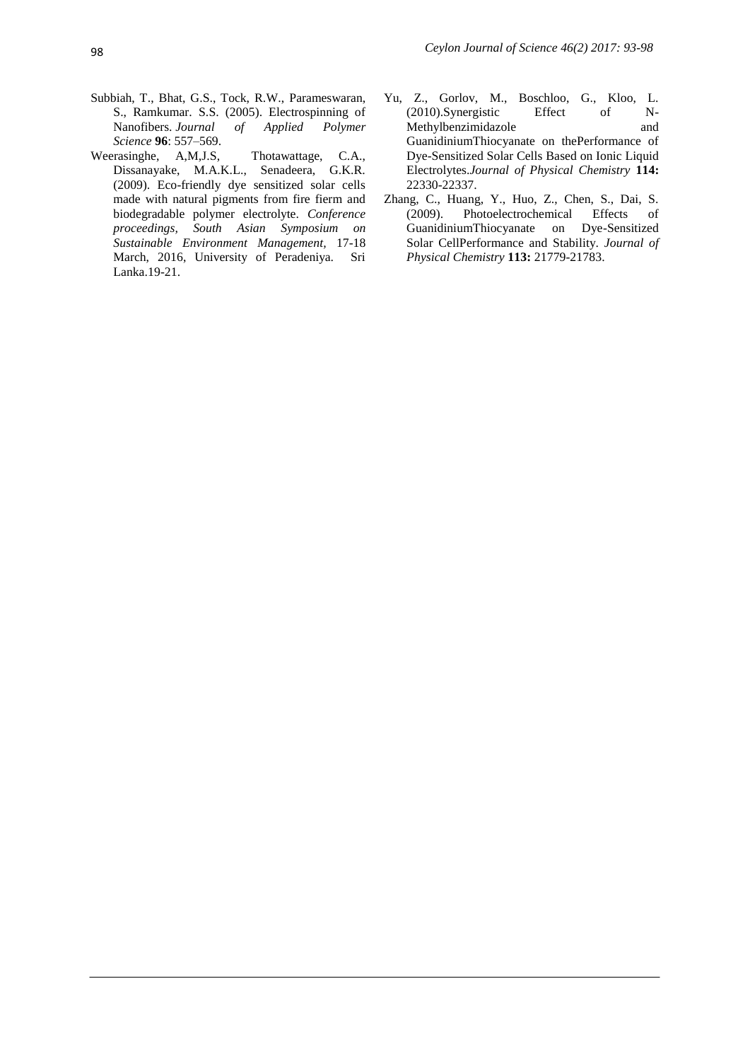Subbiah, T., Bhat, G.S., Tock, R.W., Parameswaran, S., Ramkumar. S.S. (2005). Electrospinning of Nanofibers. *Journal of Applied Polymer Science* **96**: 557–569.

Weerasinghe, A,M,J.S, Thotawattage, C.A., Dissanayake, M.A.K.L., Senadeera, G.K.R. (2009). Eco-friendly dye sensitized solar cells made with natural pigments from fire fierm and biodegradable polymer electrolyte. *Conference proceedings, South Asian Symposium on Sustainable Environment Management*, 17-18 March, 2016, University of Peradeniya. Sri Lanka.19-21.

Yu, Z., Gorlov, M., Boschloo, G., Kloo, L. (2010).Synergistic Effect of N-Methylbenzimidazole and GuanidiniumThiocyanate on thePerformance of Dye-Sensitized Solar Cells Based on Ionic Liquid Electrolytes.*Journal of Physical Chemistry* **114:** 22330-22337.

Zhang, C., Huang, Y., Huo, Z., Chen, S., Dai, S. (2009). Photoelectrochemical Effects of GuanidiniumThiocyanate on Dye-Sensitized Solar CellPerformance and Stability. *Journal of Physical Chemistry* **113:** 21779-21783.